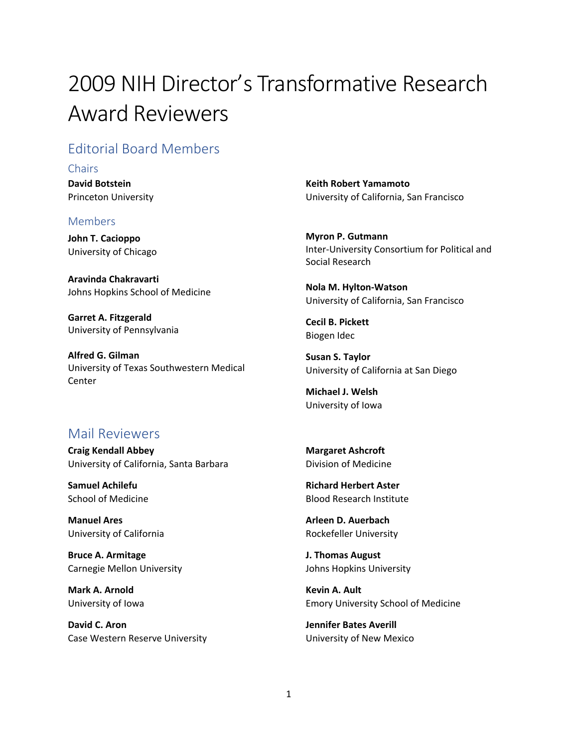# 2009 NIH Director's Transformative Research Award Reviewers

## Editorial Board Members

### Chairs

**David Botstein**
Princeton University

**Keith Robert Yamamoto**
University of California, San Francisco

### Members

**John T. Cacioppo**
University of Chicago

**Aravinda Chakravarti**
Johns Hopkins School of Medicine

**Garret A. Fitzgerald**
University of Pennsylvania

**Alfred G. Gilman**
University of Texas Southwestern Medical Center

**Myron P. Gutmann**
Inter-University Consortium for Political and Social Research

**Nola M. Hylton-Watson**
University of California, San Francisco

**Cecil B. Pickett**
Biogen Idec

**Susan S. Taylor**
University of California at San Diego

**Michael J. Welsh**
University of Iowa

## Mail Reviewers

**Craig Kendall Abbey**
University of California, Santa Barbara

**Samuel Achilefu**
School of Medicine

**Manuel Ares**
University of California

**Bruce A. Armitage**
Carnegie Mellon University

**Mark A. Arnold**
University of Iowa

**David C. Aron**
Case Western Reserve University

**Margaret Ashcroft**
Division of Medicine

**Richard Herbert Aster**
Blood Research Institute

**Arleen D. Auerbach**
Rockefeller University

**J. Thomas August**
Johns Hopkins University

**Kevin A. Ault**
Emory University School of Medicine

**Jennifer Bates Averill**
University of New Mexico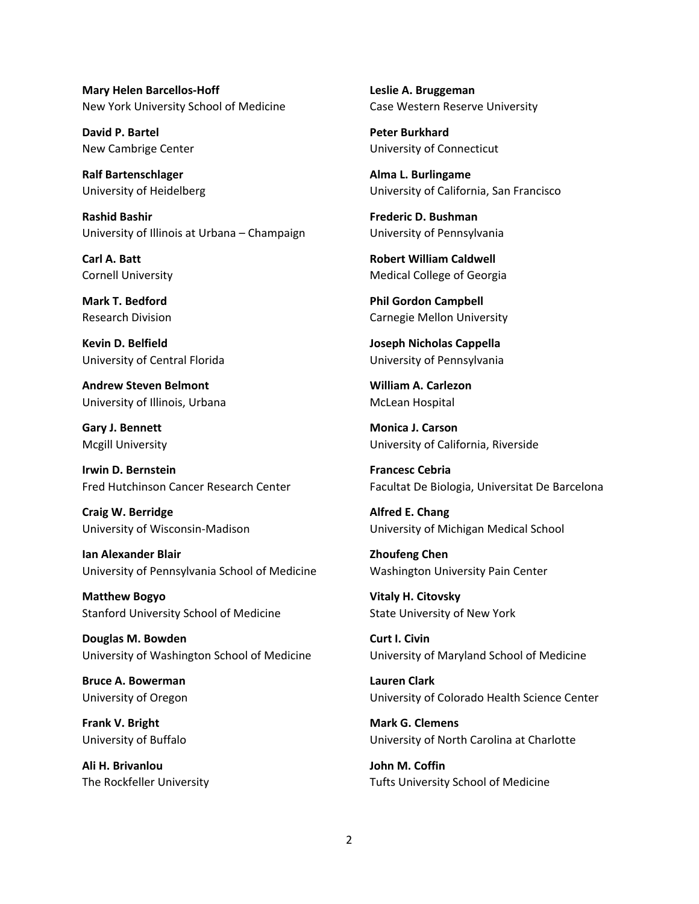**Mary Helen Barcellos-Hoff**
New York University School of Medicine

**David P. Bartel**
New Cambrige Center

**Ralf Bartenschlager**
University of Heidelberg

**Rashid Bashir**
University of Illinois at Urbana – Champaign

**Carl A. Batt**
Cornell University

**Mark T. Bedford**
Research Division

**Kevin D. Belfield**
University of Central Florida

**Andrew Steven Belmont**
University of Illinois, Urbana

**Gary J. Bennett**
Mcgill University

**Irwin D. Bernstein**
Fred Hutchinson Cancer Research Center

**Craig W. Berridge**
University of Wisconsin-Madison

**Ian Alexander Blair**
University of Pennsylvania School of Medicine

**Matthew Bogyo**
Stanford University School of Medicine

**Douglas M. Bowden**
University of Washington School of Medicine

**Bruce A. Bowerman**
University of Oregon

**Frank V. Bright**
University of Buffalo

**Ali H. Brivanlou**
The Rockfeller University

**Leslie A. Bruggeman**
Case Western Reserve University

**Peter Burkhard**
University of Connecticut

**Alma L. Burlingame**
University of California, San Francisco

**Frederic D. Bushman**
University of Pennsylvania

**Robert William Caldwell**
Medical College of Georgia

**Phil Gordon Campbell**
Carnegie Mellon University

**Joseph Nicholas Cappella**
University of Pennsylvania

**William A. Carlezon**
McLean Hospital

**Monica J. Carson**
University of California, Riverside

**Francesc Cebria**
Facultat De Biologia, Universitat De Barcelona

**Alfred E. Chang**
University of Michigan Medical School

**Zhoufeng Chen**
Washington University Pain Center

**Vitaly H. Citovsky**
State University of New York

**Curt I. Civin**
University of Maryland School of Medicine

**Lauren Clark**
University of Colorado Health Science Center

**Mark G. Clemens**
University of North Carolina at Charlotte

**John M. Coffin**
Tufts University School of Medicine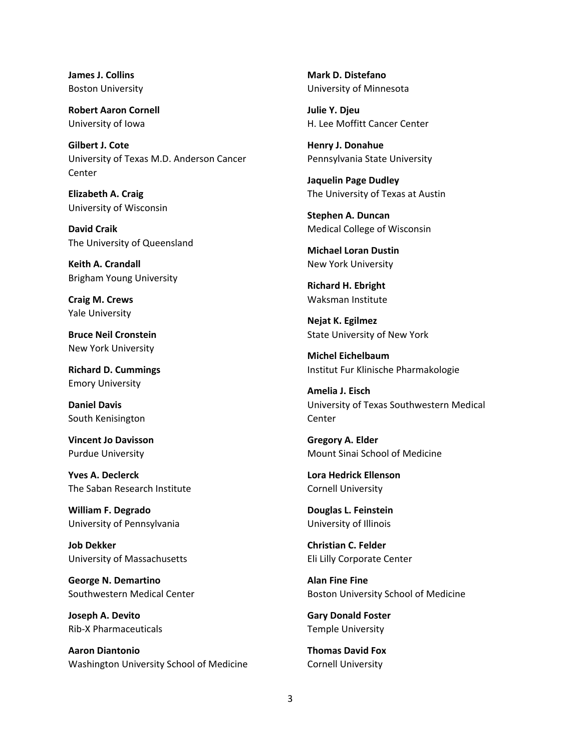**James J. Collins**
Boston University

**Robert Aaron Cornell**
University of Iowa

**Gilbert J. Cote**
University of Texas M.D. Anderson Cancer Center

**Elizabeth A. Craig**
University of Wisconsin

**David Craik**
The University of Queensland

**Keith A. Crandall**
Brigham Young University

**Craig M. Crews**
Yale University

**Bruce Neil Cronstein**
New York University

**Richard D. Cummings**
Emory University

**Daniel Davis**
South Kenisington

**Vincent Jo Davisson**
Purdue University

**Yves A. Declerck**
The Saban Research Institute

**William F. Degrado**
University of Pennsylvania

**Job Dekker**
University of Massachusetts

**George N. Demartino**
Southwestern Medical Center

**Joseph A. Devito**
Rib-X Pharmaceuticals

**Aaron Diantonio**
Washington University School of Medicine

**Mark D. Distefano**
University of Minnesota

**Julie Y. Djeu**
H. Lee Moffitt Cancer Center

**Henry J. Donahue**
Pennsylvania State University

**Jaquelin Page Dudley**
The University of Texas at Austin

**Stephen A. Duncan**
Medical College of Wisconsin

**Michael Loran Dustin**
New York University

**Richard H. Ebright**
Waksman Institute

**Nejat K. Egilmez**
State University of New York

**Michel Eichelbaum**
Institut Fur Klinische Pharmakologie

**Amelia J. Eisch**
University of Texas Southwestern Medical Center

**Gregory A. Elder**
Mount Sinai School of Medicine

**Lora Hedrick Ellenson**
Cornell University

**Douglas L. Feinstein**
University of Illinois

**Christian C. Felder**
Eli Lilly Corporate Center

**Alan Fine Fine**
Boston University School of Medicine

**Gary Donald Foster**
Temple University

**Thomas David Fox**
Cornell University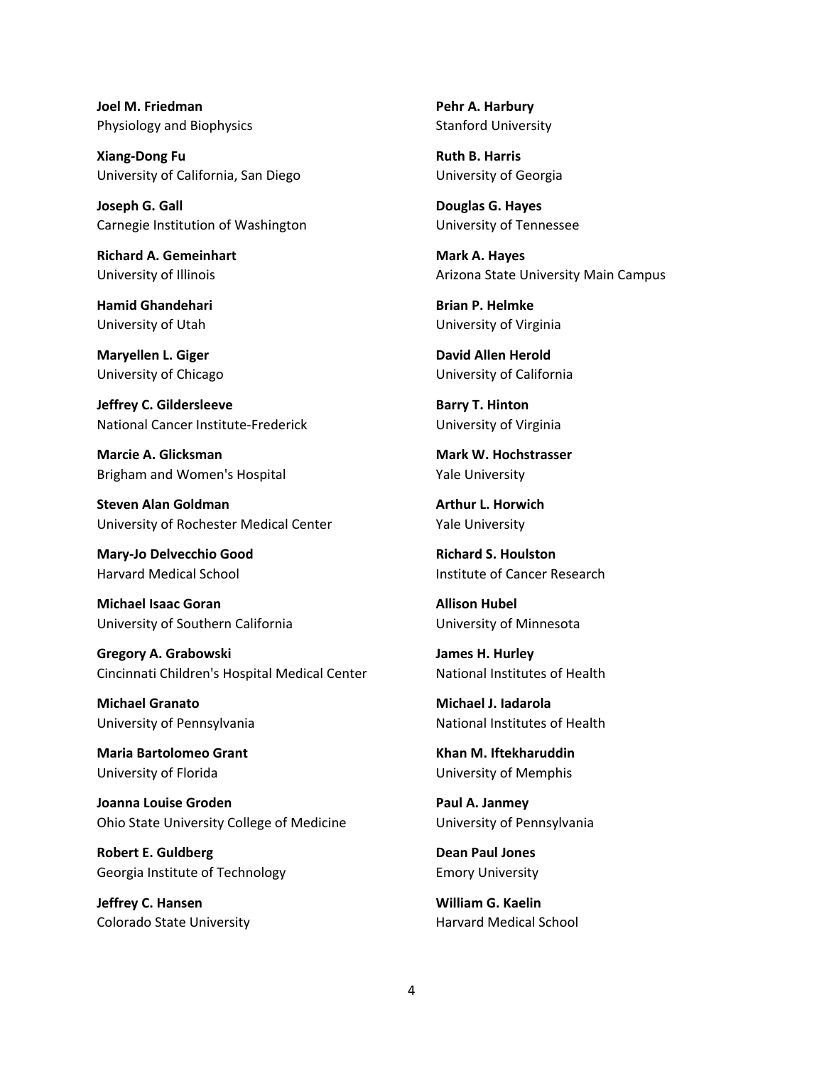**Joel M. Friedman**
Physiology and Biophysics

**Xiang-Dong Fu**
University of California, San Diego

**Joseph G. Gall**
Carnegie Institution of Washington

**Richard A. Gemeinhart**
University of Illinois

**Hamid Ghandehari**
University of Utah

**Maryellen L. Giger**
University of Chicago

**Jeffrey C. Gildersleeve**
National Cancer Institute-Frederick

**Marcie A. Glicksman**
Brigham and Women's Hospital

**Steven Alan Goldman**
University of Rochester Medical Center

**Mary-Jo Delvecchio Good**
Harvard Medical School

**Michael Isaac Goran**
University of Southern California

**Gregory A. Grabowski**
Cincinnati Children's Hospital Medical Center

**Michael Granato**
University of Pennsylvania

**Maria Bartolomeo Grant**
University of Florida

**Joanna Louise Groden**
Ohio State University College of Medicine

**Robert E. Guldberg**
Georgia Institute of Technology

**Jeffrey C. Hansen**
Colorado State University

**Pehr A. Harbury**
Stanford University

**Ruth B. Harris**
University of Georgia

**Douglas G. Hayes**
University of Tennessee

**Mark A. Hayes**
Arizona State University Main Campus

**Brian P. Helmke**
University of Virginia

**David Allen Herold**
University of California

**Barry T. Hinton**
University of Virginia

**Mark W. Hochstrasser**
Yale University

**Arthur L. Horwich**
Yale University

**Richard S. Houlston**
Institute of Cancer Research

**Allison Hubel**
University of Minnesota

**James H. Hurley**
National Institutes of Health

**Michael J. Iadarola**
National Institutes of Health

**Khan M. Iftekharuddin**
University of Memphis

**Paul A. Janmey**
University of Pennsylvania

**Dean Paul Jones**
Emory University

**William G. Kaelin**
Harvard Medical School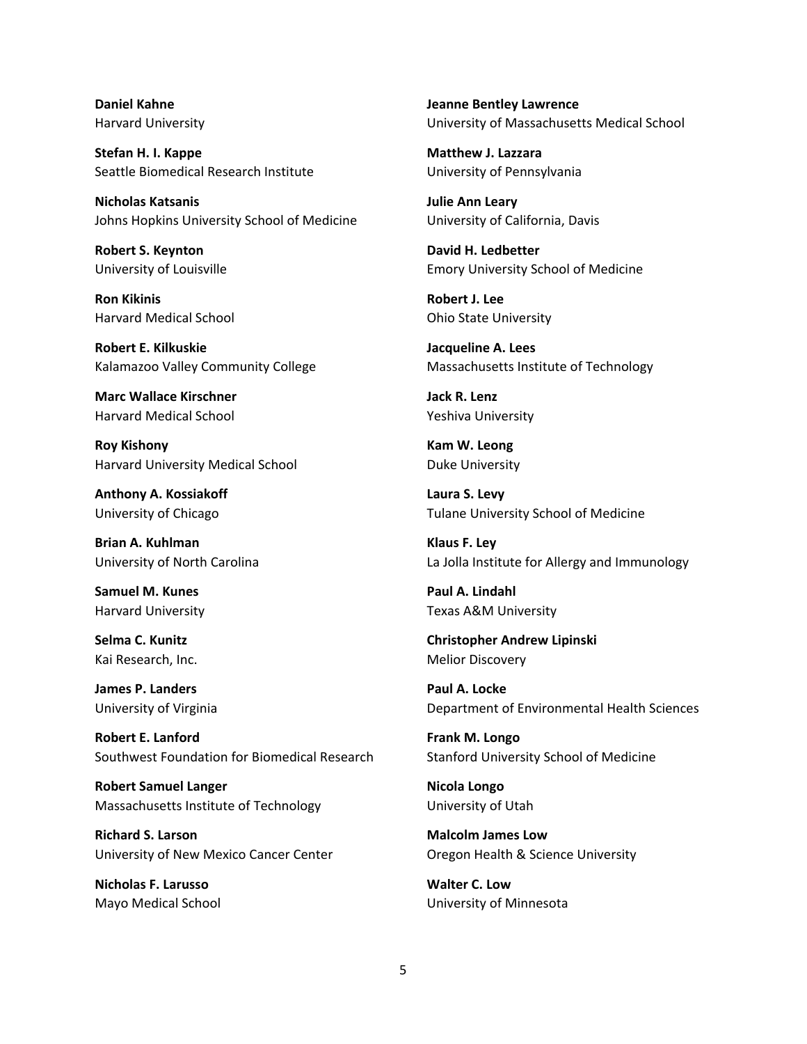**Daniel Kahne**
Harvard University

**Stefan H. I. Kappe**
Seattle Biomedical Research Institute

**Nicholas Katsanis**
Johns Hopkins University School of Medicine

**Robert S. Keynton**
University of Louisville

**Ron Kikinis**
Harvard Medical School

**Robert E. Kilkuskie**
Kalamazoo Valley Community College

**Marc Wallace Kirschner**
Harvard Medical School

**Roy Kishony**
Harvard University Medical School

**Anthony A. Kossiakoff**
University of Chicago

**Brian A. Kuhlman**
University of North Carolina

**Samuel M. Kunes**
Harvard University

**Selma C. Kunitz**
Kai Research, Inc.

**James P. Landers**
University of Virginia

**Robert E. Lanford**
Southwest Foundation for Biomedical Research

**Robert Samuel Langer**
Massachusetts Institute of Technology

**Richard S. Larson**
University of New Mexico Cancer Center

**Nicholas F. Larusso**
Mayo Medical School

**Jeanne Bentley Lawrence**
University of Massachusetts Medical School

**Matthew J. Lazzara**
University of Pennsylvania

**Julie Ann Leary**
University of California, Davis

**David H. Ledbetter**
Emory University School of Medicine

**Robert J. Lee**
Ohio State University

**Jacqueline A. Lees**
Massachusetts Institute of Technology

**Jack R. Lenz**
Yeshiva University

**Kam W. Leong**
Duke University

**Laura S. Levy**
Tulane University School of Medicine

**Klaus F. Ley**
La Jolla Institute for Allergy and Immunology

**Paul A. Lindahl**
Texas A&M University

**Christopher Andrew Lipinski**
Melior Discovery

**Paul A. Locke**
Department of Environmental Health Sciences

**Frank M. Longo**
Stanford University School of Medicine

**Nicola Longo**
University of Utah

**Malcolm James Low**
Oregon Health & Science University

**Walter C. Low**
University of Minnesota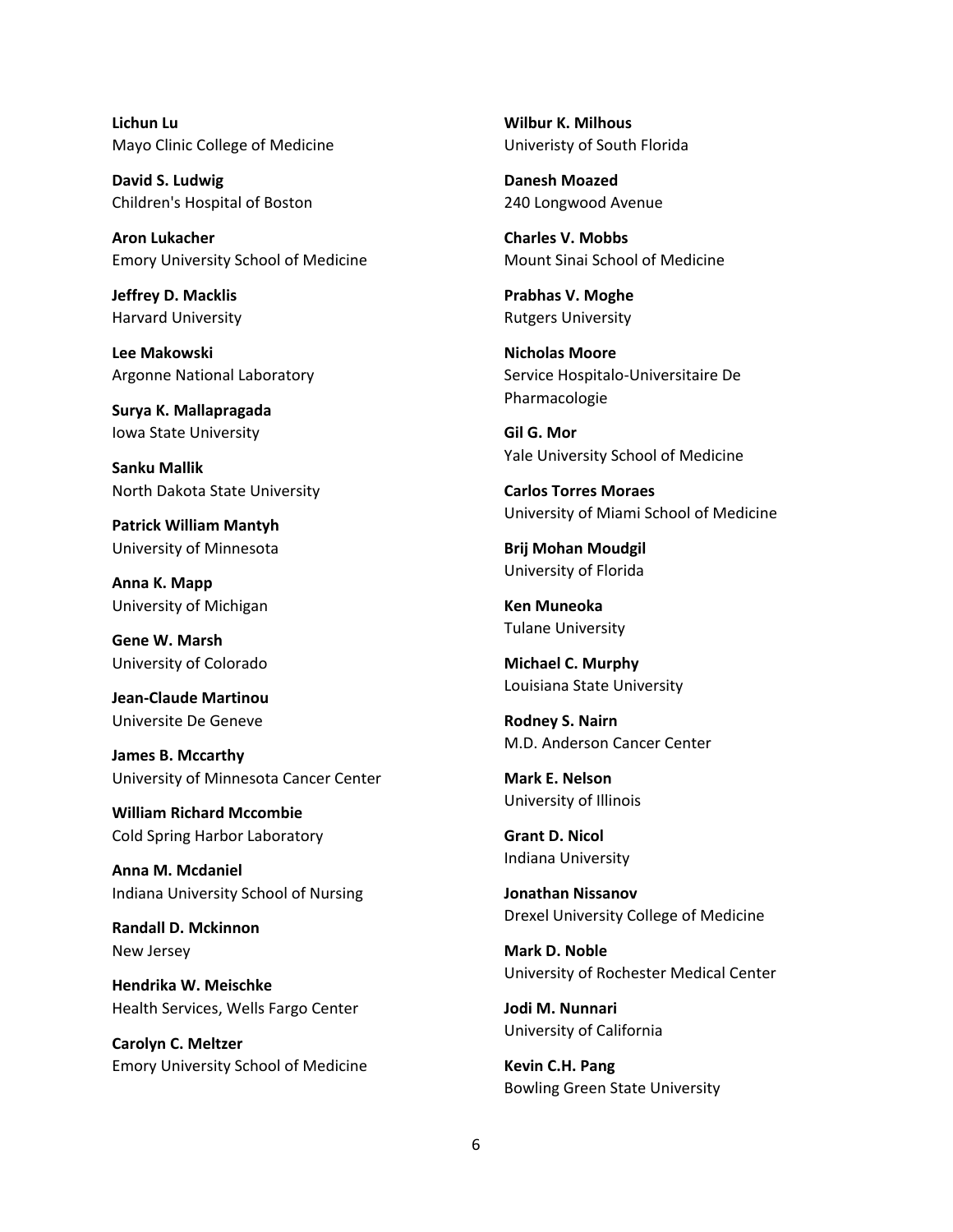**Lichun Lu**
Mayo Clinic College of Medicine

**David S. Ludwig**
Children's Hospital of Boston

**Aron Lukacher**
Emory University School of Medicine

**Jeffrey D. Macklis**
Harvard University

**Lee Makowski**
Argonne National Laboratory

**Surya K. Mallapragada**
Iowa State University

**Sanku Mallik**
North Dakota State University

**Patrick William Mantyh**
University of Minnesota

**Anna K. Mapp**
University of Michigan

**Gene W. Marsh**
University of Colorado

**Jean-Claude Martinou**
Universite De Geneve

**James B. Mccarthy**
University of Minnesota Cancer Center

**William Richard Mccombie**
Cold Spring Harbor Laboratory

**Anna M. Mcdaniel**
Indiana University School of Nursing

**Randall D. Mckinnon**
New Jersey

**Hendrika W. Meischke**
Health Services, Wells Fargo Center

**Carolyn C. Meltzer**
Emory University School of Medicine

**Wilbur K. Milhous**
Univeristy of South Florida

**Danesh Moazed**
240 Longwood Avenue

**Charles V. Mobbs**
Mount Sinai School of Medicine

**Prabhas V. Moghe**
Rutgers University

**Nicholas Moore**
Service Hospitalo-Universitaire De Pharmacologie

**Gil G. Mor**
Yale University School of Medicine

**Carlos Torres Moraes**
University of Miami School of Medicine

**Brij Mohan Moudgil**
University of Florida

**Ken Muneoka**
Tulane University

**Michael C. Murphy**
Louisiana State University

**Rodney S. Nairn**
M.D. Anderson Cancer Center

**Mark E. Nelson**
University of Illinois

**Grant D. Nicol**
Indiana University

**Jonathan Nissanov**
Drexel University College of Medicine

**Mark D. Noble**
University of Rochester Medical Center

**Jodi M. Nunnari**
University of California

**Kevin C.H. Pang**
Bowling Green State University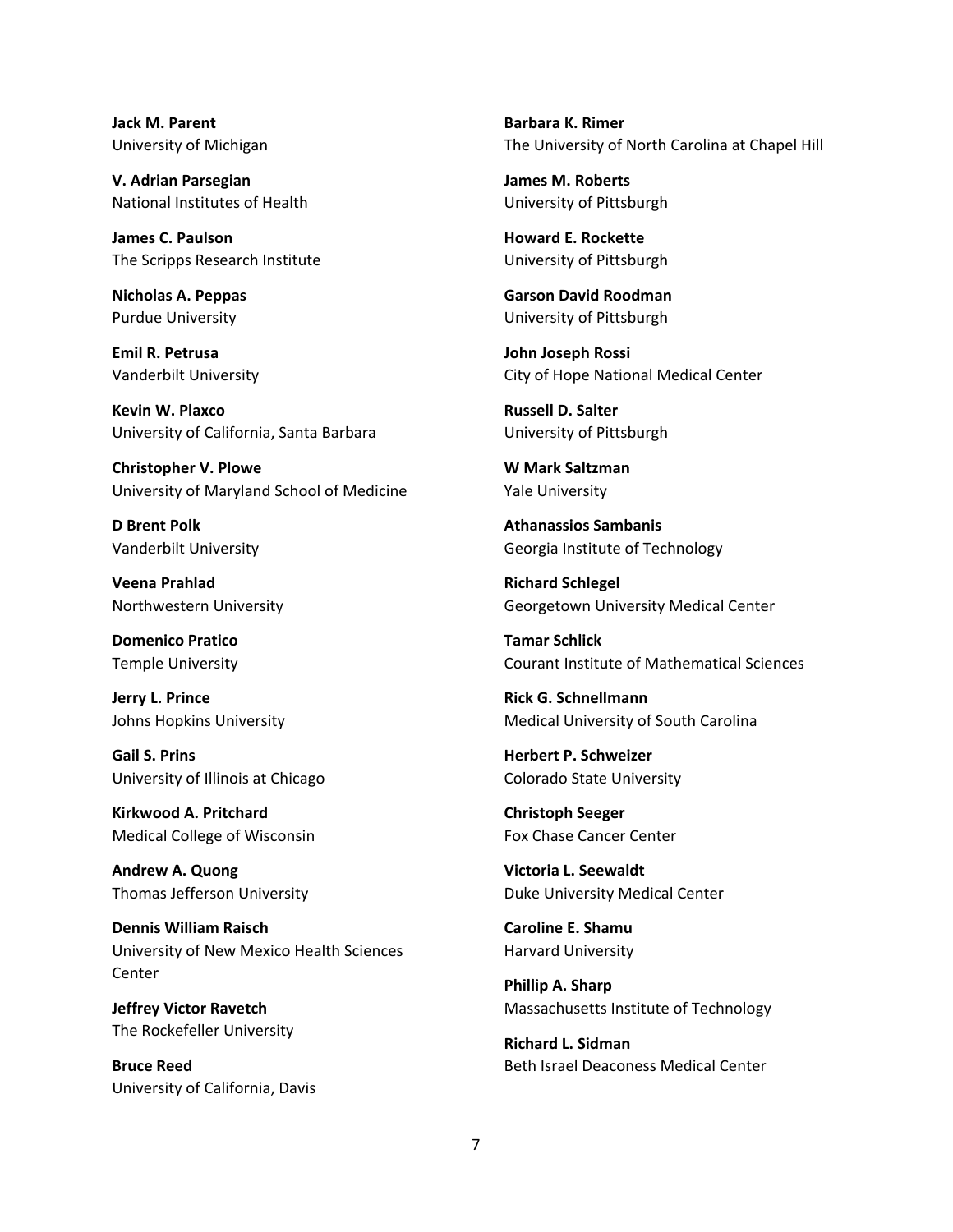**Jack M. Parent**
University of Michigan

**V. Adrian Parsegian**
National Institutes of Health

**James C. Paulson**
The Scripps Research Institute

**Nicholas A. Peppas**
Purdue University

**Emil R. Petrusa**
Vanderbilt University

**Kevin W. Plaxco**
University of California, Santa Barbara

**Christopher V. Plowe**
University of Maryland School of Medicine

**D Brent Polk**
Vanderbilt University

**Veena Prahlad**
Northwestern University

**Domenico Pratico**
Temple University

**Jerry L. Prince**
Johns Hopkins University

**Gail S. Prins**
University of Illinois at Chicago

**Kirkwood A. Pritchard**
Medical College of Wisconsin

**Andrew A. Quong**
Thomas Jefferson University

**Dennis William Raisch**
University of New Mexico Health Sciences Center

**Jeffrey Victor Ravetch**
The Rockefeller University

**Bruce Reed**
University of California, Davis

**Barbara K. Rimer**
The University of North Carolina at Chapel Hill

**James M. Roberts**
University of Pittsburgh

**Howard E. Rockette**
University of Pittsburgh

**Garson David Roodman**
University of Pittsburgh

**John Joseph Rossi**
City of Hope National Medical Center

**Russell D. Salter**
University of Pittsburgh

**W Mark Saltzman**
Yale University

**Athanassios Sambanis**
Georgia Institute of Technology

**Richard Schlegel**
Georgetown University Medical Center

**Tamar Schlick**
Courant Institute of Mathematical Sciences

**Rick G. Schnellmann**
Medical University of South Carolina

**Herbert P. Schweizer**
Colorado State University

**Christoph Seeger**
Fox Chase Cancer Center

**Victoria L. Seewaldt**
Duke University Medical Center

**Caroline E. Shamu**
Harvard University

**Phillip A. Sharp**
Massachusetts Institute of Technology

**Richard L. Sidman**
Beth Israel Deaconess Medical Center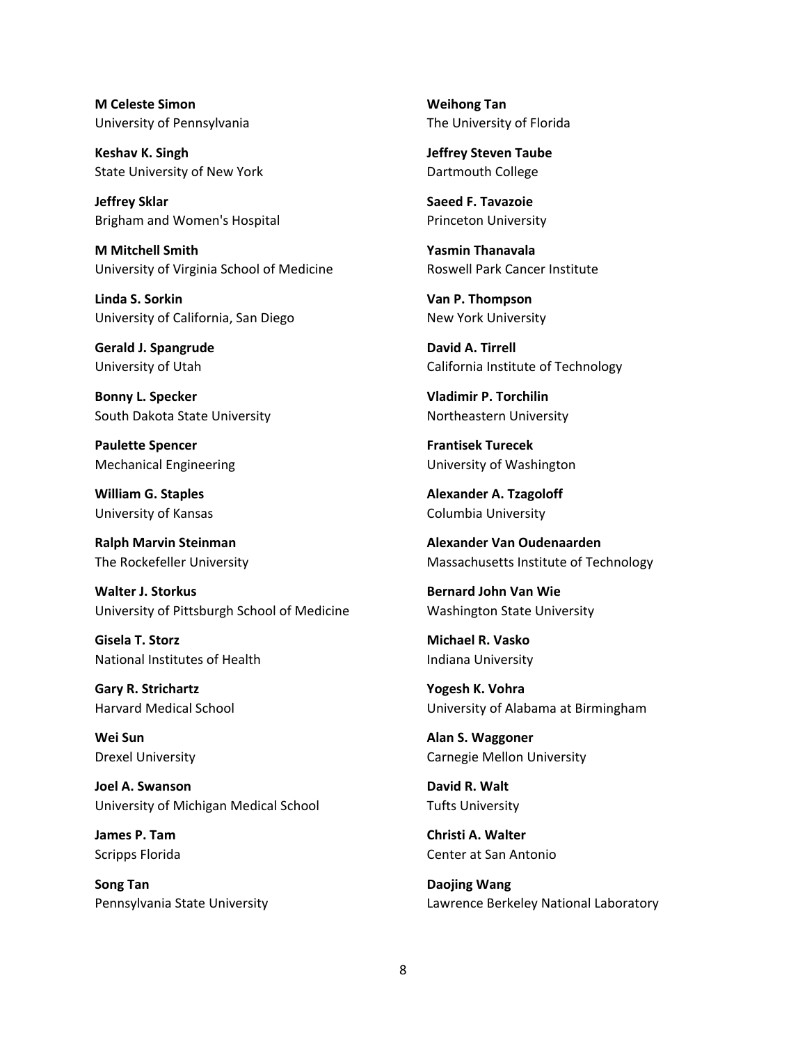**M Celeste Simon**
University of Pennsylvania

**Keshav K. Singh**
State University of New York

**Jeffrey Sklar**
Brigham and Women's Hospital

**M Mitchell Smith**
University of Virginia School of Medicine

**Linda S. Sorkin**
University of California, San Diego

**Gerald J. Spangrude**
University of Utah

**Bonny L. Specker**
South Dakota State University

**Paulette Spencer**
Mechanical Engineering

**William G. Staples**
University of Kansas

**Ralph Marvin Steinman**
The Rockefeller University

**Walter J. Storkus**
University of Pittsburgh School of Medicine

**Gisela T. Storz**
National Institutes of Health

**Gary R. Strichartz**
Harvard Medical School

**Wei Sun**
Drexel University

**Joel A. Swanson**
University of Michigan Medical School

**James P. Tam**
Scripps Florida

**Song Tan**
Pennsylvania State University

**Weihong Tan**
The University of Florida

**Jeffrey Steven Taube**
Dartmouth College

**Saeed F. Tavazoie**
Princeton University

**Yasmin Thanavala**
Roswell Park Cancer Institute

**Van P. Thompson**
New York University

**David A. Tirrell**
California Institute of Technology

**Vladimir P. Torchilin**
Northeastern University

**Frantisek Turecek**
University of Washington

**Alexander A. Tzagoloff**
Columbia University

**Alexander Van Oudenaarden**
Massachusetts Institute of Technology

**Bernard John Van Wie**
Washington State University

**Michael R. Vasko**
Indiana University

**Yogesh K. Vohra**
University of Alabama at Birmingham

**Alan S. Waggoner**
Carnegie Mellon University

**David R. Walt**
Tufts University

**Christi A. Walter**
Center at San Antonio

**Daojing Wang**
Lawrence Berkeley National Laboratory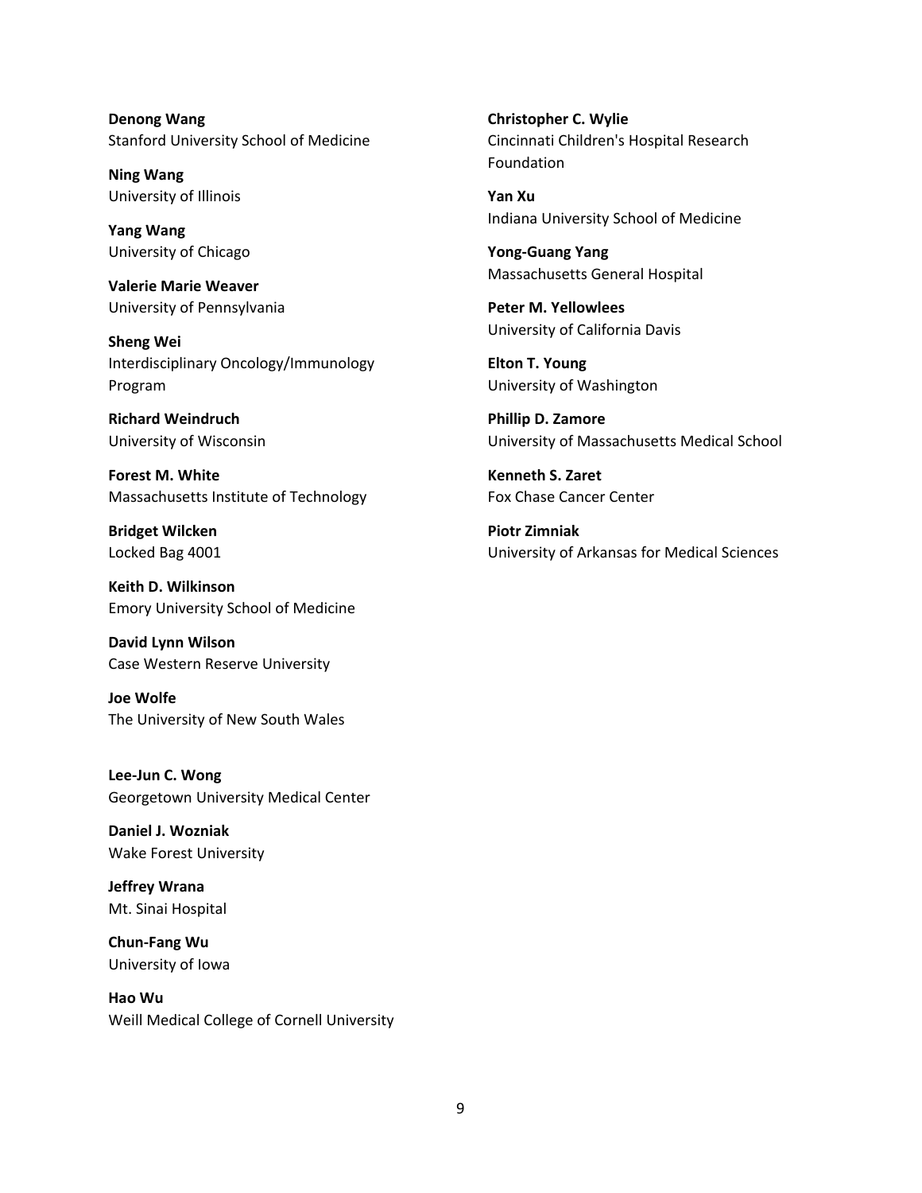**Denong Wang**
Stanford University School of Medicine

**Ning Wang**
University of Illinois

**Yang Wang**
University of Chicago

**Valerie Marie Weaver**
University of Pennsylvania

**Sheng Wei**
Interdisciplinary Oncology/Immunology Program

**Richard Weindruch**
University of Wisconsin

**Forest M. White**
Massachusetts Institute of Technology

**Bridget Wilcken**
Locked Bag 4001

**Keith D. Wilkinson**
Emory University School of Medicine

**David Lynn Wilson**
Case Western Reserve University

**Joe Wolfe**
The University of New South Wales

**Lee-Jun C. Wong**
Georgetown University Medical Center

**Daniel J. Wozniak**
Wake Forest University

**Jeffrey Wrana**
Mt. Sinai Hospital

**Chun-Fang Wu**
University of Iowa

**Hao Wu**
Weill Medical College of Cornell University

**Christopher C. Wylie**
Cincinnati Children's Hospital Research Foundation

**Yan Xu**
Indiana University School of Medicine

**Yong-Guang Yang**
Massachusetts General Hospital

**Peter M. Yellowlees**
University of California Davis

**Elton T. Young**
University of Washington

**Phillip D. Zamore**
University of Massachusetts Medical School

**Kenneth S. Zaret**
Fox Chase Cancer Center

**Piotr Zimniak**
University of Arkansas for Medical Sciences